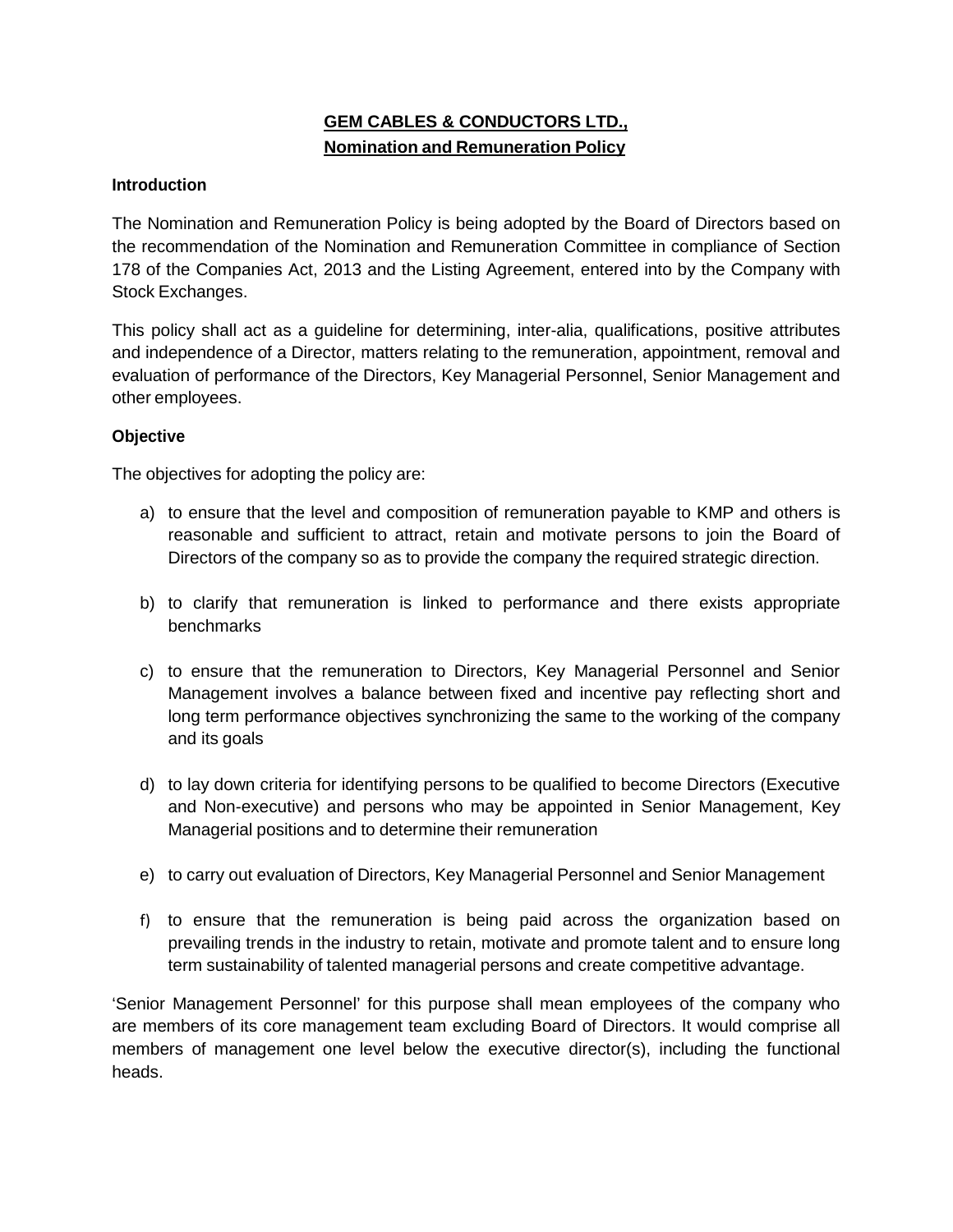# GEM CABLES & CONDUCTORS LTD.,
## Nomination and Remuneration Policy

**Introduction**

The Nomination and Remuneration Policy is being adopted by the Board of Directors based on the recommendation of the Nomination and Remuneration Committee in compliance of Section 178 of the Companies Act, 2013 and the Listing Agreement, entered into by the Company with Stock Exchanges.

This policy shall act as a guideline for determining, inter-alia, qualifications, positive attributes and independence of a Director, matters relating to the remuneration, appointment, removal and evaluation of performance of the Directors, Key Managerial Personnel, Senior Management and other employees.

**Objective**

The objectives for adopting the policy are:

a) to ensure that the level and composition of remuneration payable to KMP and others is reasonable and sufficient to attract, retain and motivate persons to join the Board of Directors of the company so as to provide the company the required strategic direction.

b) to clarify that remuneration is linked to performance and there exists appropriate benchmarks

c) to ensure that the remuneration to Directors, Key Managerial Personnel and Senior Management involves a balance between fixed and incentive pay reflecting short and long term performance objectives synchronizing the same to the working of the company and its goals

d) to lay down criteria for identifying persons to be qualified to become Directors (Executive and Non-executive) and persons who may be appointed in Senior Management, Key Managerial positions and to determine their remuneration

e) to carry out evaluation of Directors, Key Managerial Personnel and Senior Management

f) to ensure that the remuneration is being paid across the organization based on prevailing trends in the industry to retain, motivate and promote talent and to ensure long term sustainability of talented managerial persons and create competitive advantage.

'Senior Management Personnel' for this purpose shall mean employees of the company who are members of its core management team excluding Board of Directors. It would comprise all members of management one level below the executive director(s), including the functional heads.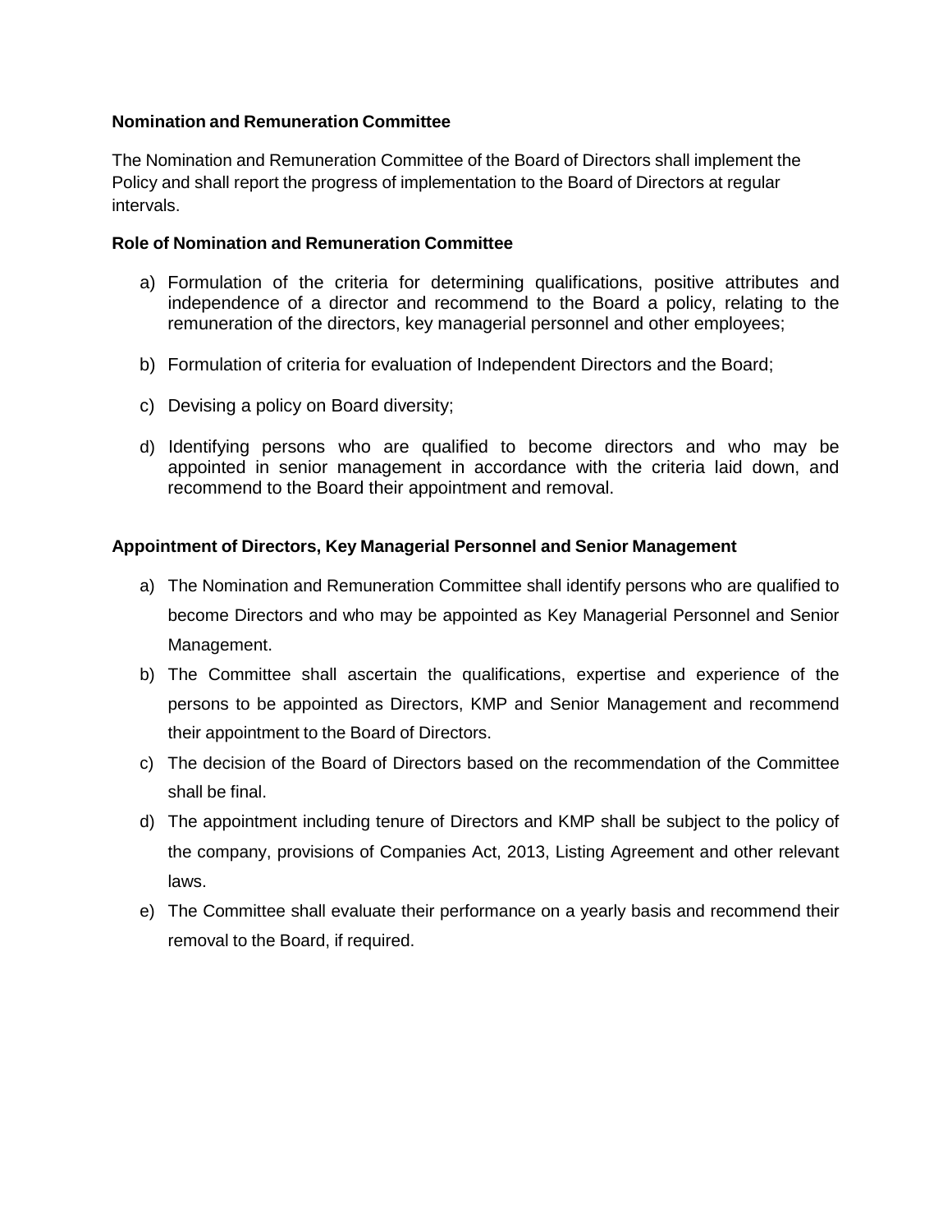**Nomination and Remuneration Committee**

The Nomination and Remuneration Committee of the Board of Directors shall implement the Policy and shall report the progress of implementation to the Board of Directors at regular intervals.

**Role of Nomination and Remuneration Committee**

a) Formulation of the criteria for determining qualifications, positive attributes and independence of a director and recommend to the Board a policy, relating to the remuneration of the directors, key managerial personnel and other employees;

b) Formulation of criteria for evaluation of Independent Directors and the Board;

c) Devising a policy on Board diversity;

d) Identifying persons who are qualified to become directors and who may be appointed in senior management in accordance with the criteria laid down, and recommend to the Board their appointment and removal.

**Appointment of Directors, Key Managerial Personnel and Senior Management**

a) The Nomination and Remuneration Committee shall identify persons who are qualified to become Directors and who may be appointed as Key Managerial Personnel and Senior Management.

b) The Committee shall ascertain the qualifications, expertise and experience of the persons to be appointed as Directors, KMP and Senior Management and recommend their appointment to the Board of Directors.

c) The decision of the Board of Directors based on the recommendation of the Committee shall be final.

d) The appointment including tenure of Directors and KMP shall be subject to the policy of the company, provisions of Companies Act, 2013, Listing Agreement and other relevant laws.

e) The Committee shall evaluate their performance on a yearly basis and recommend their removal to the Board, if required.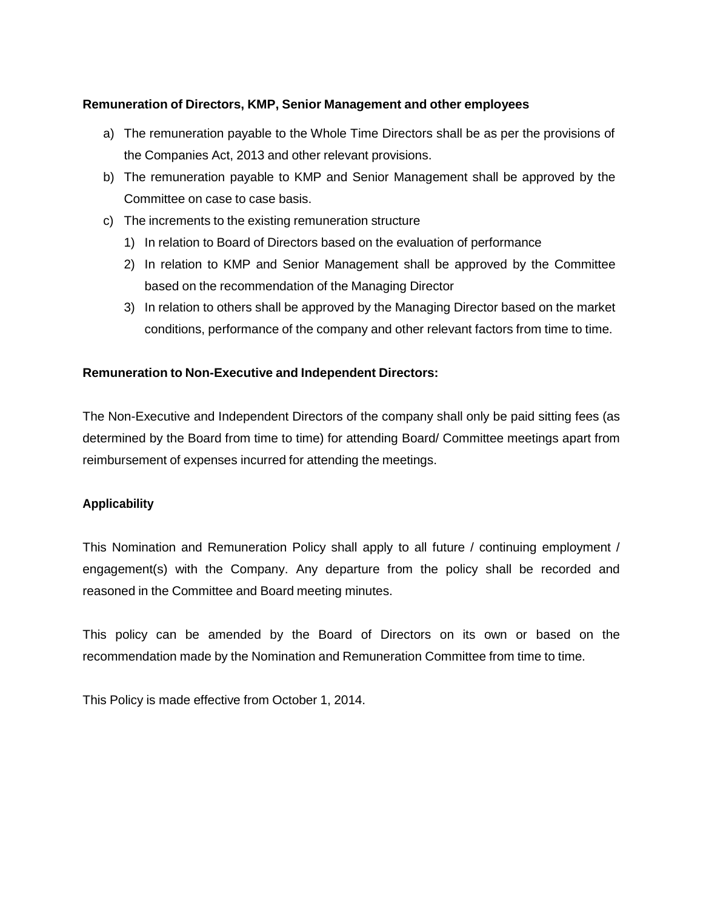**Remuneration of Directors, KMP, Senior Management and other employees**

a) The remuneration payable to the Whole Time Directors shall be as per the provisions of the Companies Act, 2013 and other relevant provisions.

b) The remuneration payable to KMP and Senior Management shall be approved by the Committee on case to case basis.

c) The increments to the existing remuneration structure

   1) In relation to Board of Directors based on the evaluation of performance

   2) In relation to KMP and Senior Management shall be approved by the Committee based on the recommendation of the Managing Director

   3) In relation to others shall be approved by the Managing Director based on the market conditions, performance of the company and other relevant factors from time to time.

**Remuneration to Non-Executive and Independent Directors:**

The Non-Executive and Independent Directors of the company shall only be paid sitting fees (as determined by the Board from time to time) for attending Board/ Committee meetings apart from reimbursement of expenses incurred for attending the meetings.

**Applicability**

This Nomination and Remuneration Policy shall apply to all future / continuing employment / engagement(s) with the Company. Any departure from the policy shall be recorded and reasoned in the Committee and Board meeting minutes.

This policy can be amended by the Board of Directors on its own or based on the recommendation made by the Nomination and Remuneration Committee from time to time.

This Policy is made effective from October 1, 2014.